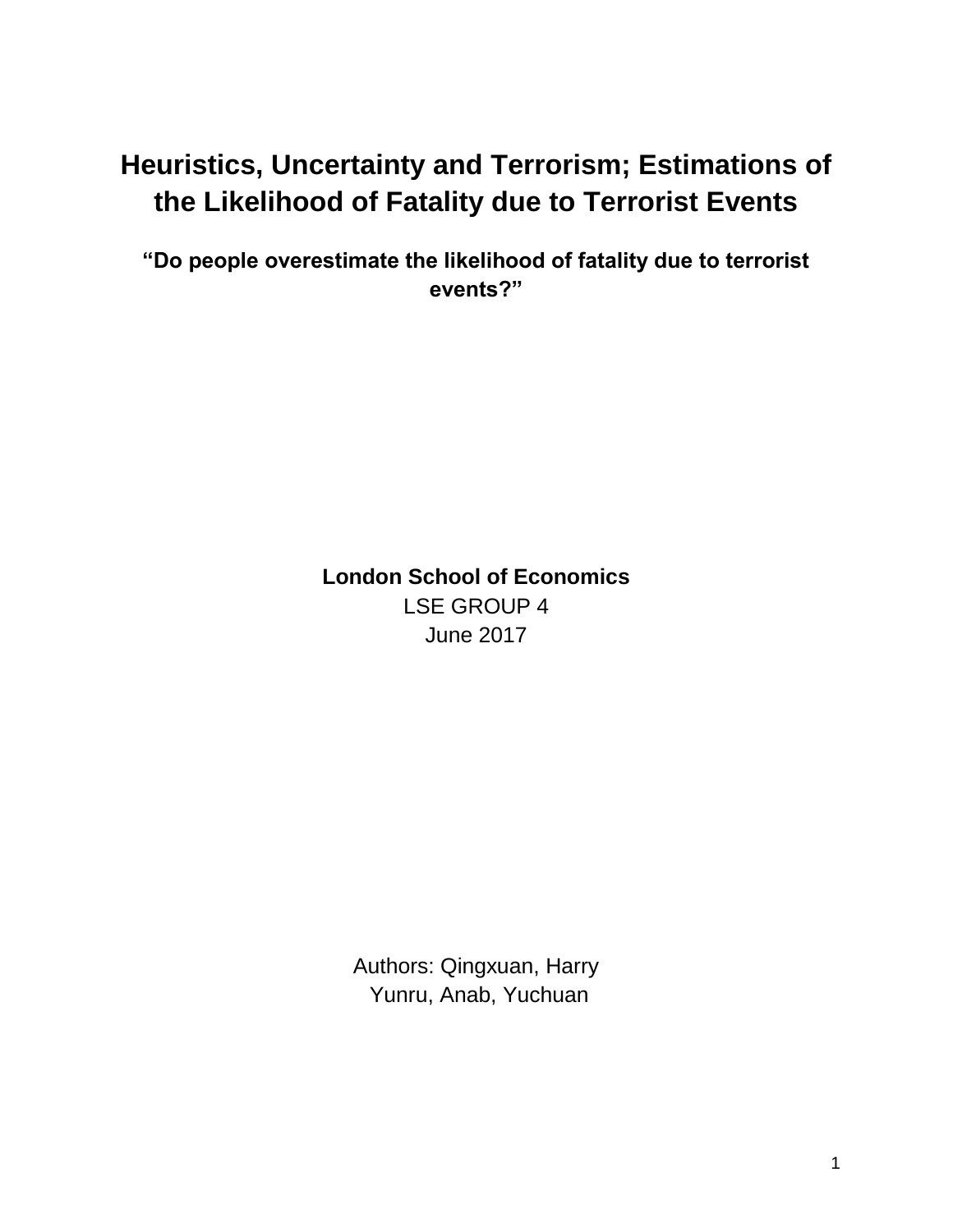# Heuristics, Uncertainty and Terrorism; Estimations of the Likelihood of Fatality due to Terrorist Events

## "Do people overestimate the likelihood of fatality due to terrorist events?"

**London School of Economics**

LSE GROUP 4

June 2017

Authors: Qingxuan, Harry
Yunru, Anab, Yuchuan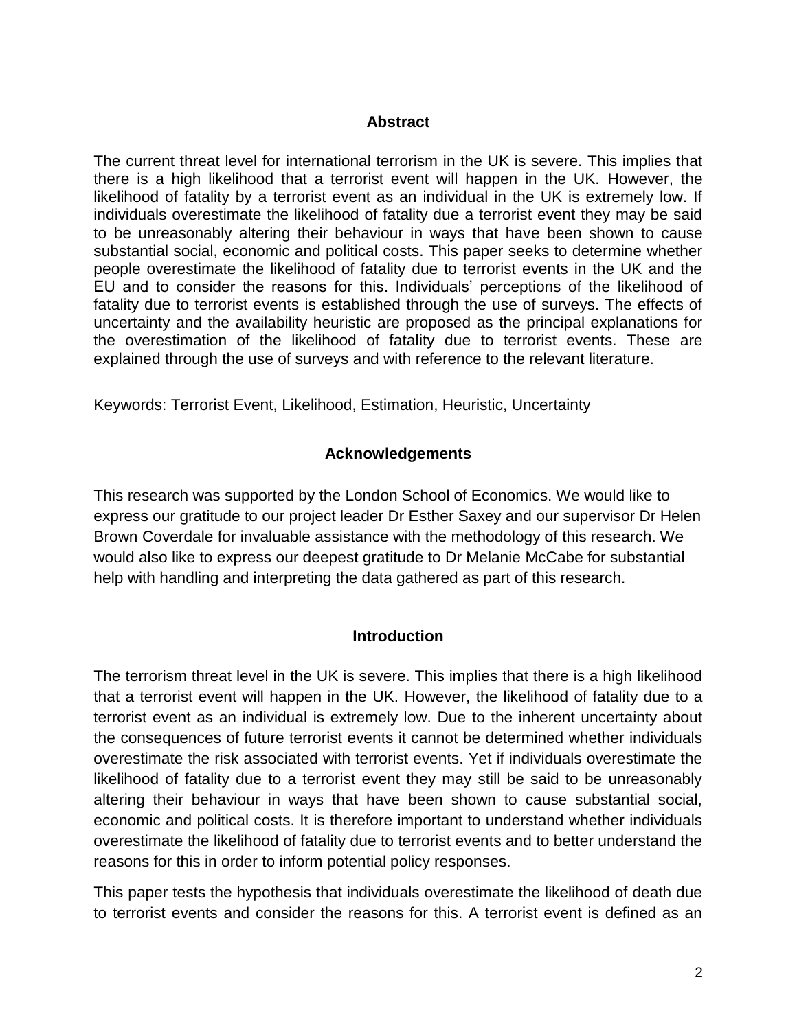## Abstract

The current threat level for international terrorism in the UK is severe. This implies that there is a high likelihood that a terrorist event will happen in the UK. However, the likelihood of fatality by a terrorist event as an individual in the UK is extremely low. If individuals overestimate the likelihood of fatality due a terrorist event they may be said to be unreasonably altering their behaviour in ways that have been shown to cause substantial social, economic and political costs. This paper seeks to determine whether people overestimate the likelihood of fatality due to terrorist events in the UK and the EU and to consider the reasons for this. Individuals' perceptions of the likelihood of fatality due to terrorist events is established through the use of surveys. The effects of uncertainty and the availability heuristic are proposed as the principal explanations for the overestimation of the likelihood of fatality due to terrorist events. These are explained through the use of surveys and with reference to the relevant literature.

Keywords: Terrorist Event, Likelihood, Estimation, Heuristic, Uncertainty

## Acknowledgements

This research was supported by the London School of Economics. We would like to express our gratitude to our project leader Dr Esther Saxey and our supervisor Dr Helen Brown Coverdale for invaluable assistance with the methodology of this research. We would also like to express our deepest gratitude to Dr Melanie McCabe for substantial help with handling and interpreting the data gathered as part of this research.

## Introduction

The terrorism threat level in the UK is severe. This implies that there is a high likelihood that a terrorist event will happen in the UK. However, the likelihood of fatality due to a terrorist event as an individual is extremely low. Due to the inherent uncertainty about the consequences of future terrorist events it cannot be determined whether individuals overestimate the risk associated with terrorist events. Yet if individuals overestimate the likelihood of fatality due to a terrorist event they may still be said to be unreasonably altering their behaviour in ways that have been shown to cause substantial social, economic and political costs. It is therefore important to understand whether individuals overestimate the likelihood of fatality due to terrorist events and to better understand the reasons for this in order to inform potential policy responses.

This paper tests the hypothesis that individuals overestimate the likelihood of death due to terrorist events and consider the reasons for this. A terrorist event is defined as an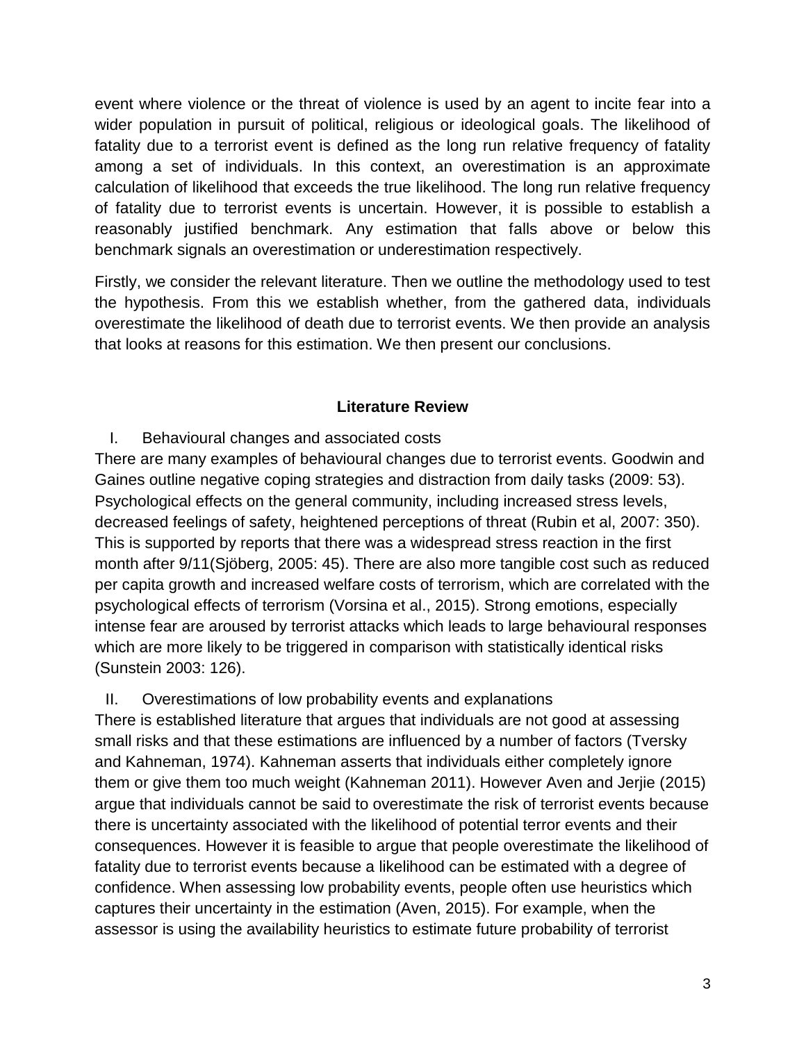event where violence or the threat of violence is used by an agent to incite fear into a wider population in pursuit of political, religious or ideological goals. The likelihood of fatality due to a terrorist event is defined as the long run relative frequency of fatality among a set of individuals. In this context, an overestimation is an approximate calculation of likelihood that exceeds the true likelihood. The long run relative frequency of fatality due to terrorist events is uncertain. However, it is possible to establish a reasonably justified benchmark. Any estimation that falls above or below this benchmark signals an overestimation or underestimation respectively.

Firstly, we consider the relevant literature. Then we outline the methodology used to test the hypothesis. From this we establish whether, from the gathered data, individuals overestimate the likelihood of death due to terrorist events. We then provide an analysis that looks at reasons for this estimation. We then present our conclusions.

## Literature Review

### I. Behavioural changes and associated costs

There are many examples of behavioural changes due to terrorist events. Goodwin and Gaines outline negative coping strategies and distraction from daily tasks (2009: 53). Psychological effects on the general community, including increased stress levels, decreased feelings of safety, heightened perceptions of threat (Rubin et al, 2007: 350). This is supported by reports that there was a widespread stress reaction in the first month after 9/11(Sjöberg, 2005: 45). There are also more tangible cost such as reduced per capita growth and increased welfare costs of terrorism, which are correlated with the psychological effects of terrorism (Vorsina et al., 2015). Strong emotions, especially intense fear are aroused by terrorist attacks which leads to large behavioural responses which are more likely to be triggered in comparison with statistically identical risks (Sunstein 2003: 126).

### II. Overestimations of low probability events and explanations

There is established literature that argues that individuals are not good at assessing small risks and that these estimations are influenced by a number of factors (Tversky and Kahneman, 1974). Kahneman asserts that individuals either completely ignore them or give them too much weight (Kahneman 2011). However Aven and Jerjie (2015) argue that individuals cannot be said to overestimate the risk of terrorist events because there is uncertainty associated with the likelihood of potential terror events and their consequences. However it is feasible to argue that people overestimate the likelihood of fatality due to terrorist events because a likelihood can be estimated with a degree of confidence. When assessing low probability events, people often use heuristics which captures their uncertainty in the estimation (Aven, 2015). For example, when the assessor is using the availability heuristics to estimate future probability of terrorist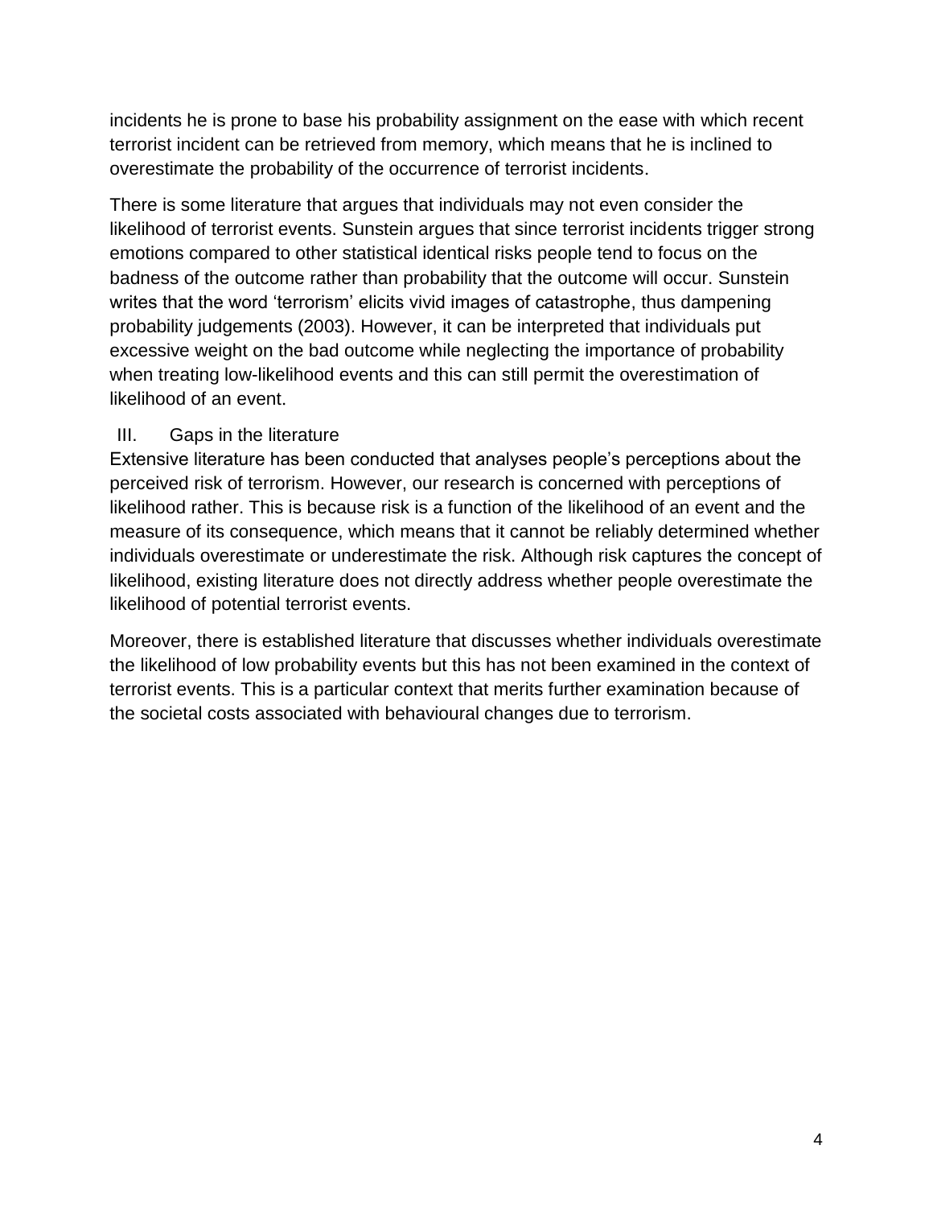incidents he is prone to base his probability assignment on the ease with which recent terrorist incident can be retrieved from memory, which means that he is inclined to overestimate the probability of the occurrence of terrorist incidents.

There is some literature that argues that individuals may not even consider the likelihood of terrorist events. Sunstein argues that since terrorist incidents trigger strong emotions compared to other statistical identical risks people tend to focus on the badness of the outcome rather than probability that the outcome will occur. Sunstein writes that the word 'terrorism' elicits vivid images of catastrophe, thus dampening probability judgements (2003). However, it can be interpreted that individuals put excessive weight on the bad outcome while neglecting the importance of probability when treating low-likelihood events and this can still permit the overestimation of likelihood of an event.

## III. Gaps in the literature

Extensive literature has been conducted that analyses people's perceptions about the perceived risk of terrorism. However, our research is concerned with perceptions of likelihood rather. This is because risk is a function of the likelihood of an event and the measure of its consequence, which means that it cannot be reliably determined whether individuals overestimate or underestimate the risk. Although risk captures the concept of likelihood, existing literature does not directly address whether people overestimate the likelihood of potential terrorist events.

Moreover, there is established literature that discusses whether individuals overestimate the likelihood of low probability events but this has not been examined in the context of terrorist events. This is a particular context that merits further examination because of the societal costs associated with behavioural changes due to terrorism.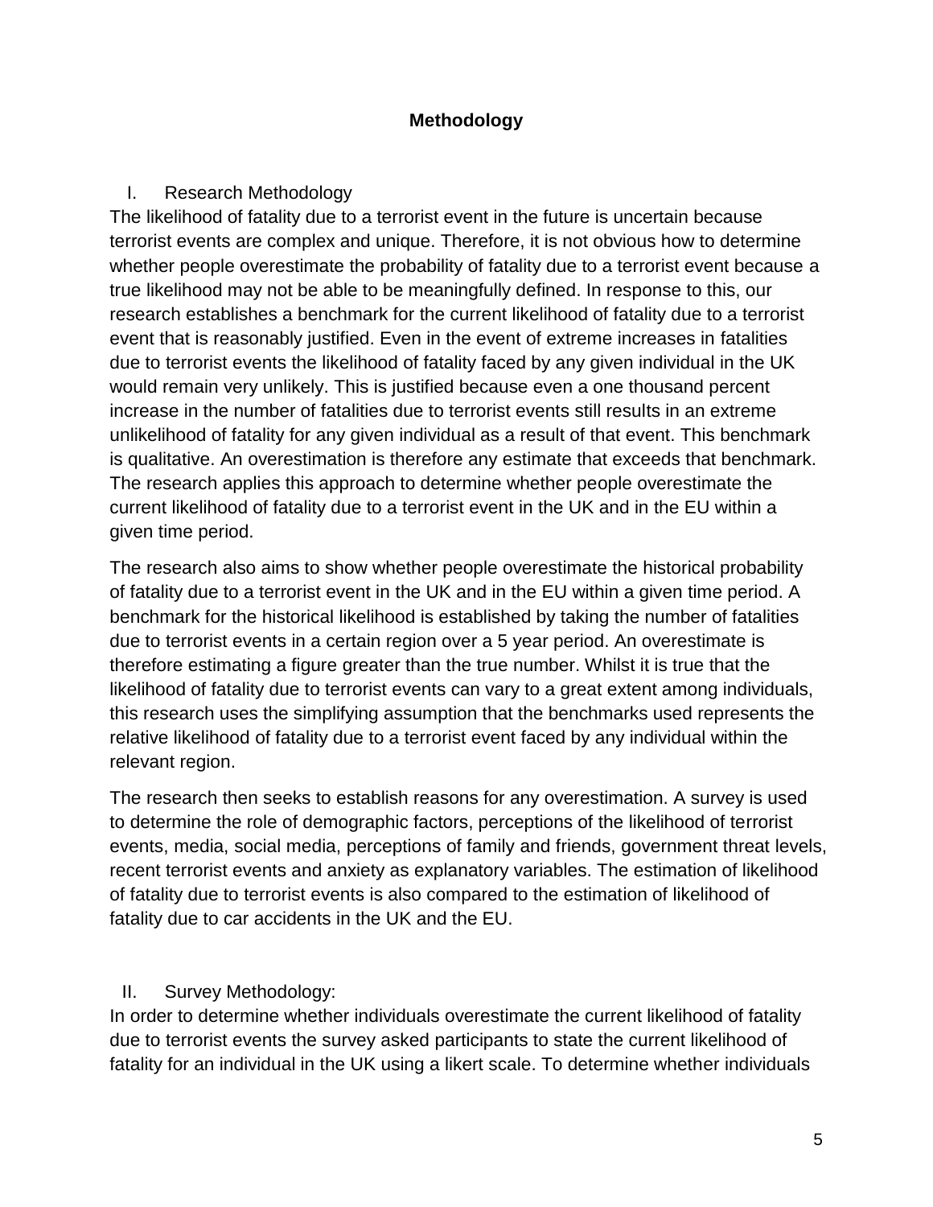## Methodology

### I. Research Methodology

The likelihood of fatality due to a terrorist event in the future is uncertain because terrorist events are complex and unique. Therefore, it is not obvious how to determine whether people overestimate the probability of fatality due to a terrorist event because a true likelihood may not be able to be meaningfully defined. In response to this, our research establishes a benchmark for the current likelihood of fatality due to a terrorist event that is reasonably justified. Even in the event of extreme increases in fatalities due to terrorist events the likelihood of fatality faced by any given individual in the UK would remain very unlikely. This is justified because even a one thousand percent increase in the number of fatalities due to terrorist events still results in an extreme unlikelihood of fatality for any given individual as a result of that event. This benchmark is qualitative. An overestimation is therefore any estimate that exceeds that benchmark. The research applies this approach to determine whether people overestimate the current likelihood of fatality due to a terrorist event in the UK and in the EU within a given time period.

The research also aims to show whether people overestimate the historical probability of fatality due to a terrorist event in the UK and in the EU within a given time period. A benchmark for the historical likelihood is established by taking the number of fatalities due to terrorist events in a certain region over a 5 year period. An overestimate is therefore estimating a figure greater than the true number. Whilst it is true that the likelihood of fatality due to terrorist events can vary to a great extent among individuals, this research uses the simplifying assumption that the benchmarks used represents the relative likelihood of fatality due to a terrorist event faced by any individual within the relevant region.

The research then seeks to establish reasons for any overestimation. A survey is used to determine the role of demographic factors, perceptions of the likelihood of terrorist events, media, social media, perceptions of family and friends, government threat levels, recent terrorist events and anxiety as explanatory variables. The estimation of likelihood of fatality due to terrorist events is also compared to the estimation of likelihood of fatality due to car accidents in the UK and the EU.

### II. Survey Methodology:

In order to determine whether individuals overestimate the current likelihood of fatality due to terrorist events the survey asked participants to state the current likelihood of fatality for an individual in the UK using a likert scale. To determine whether individuals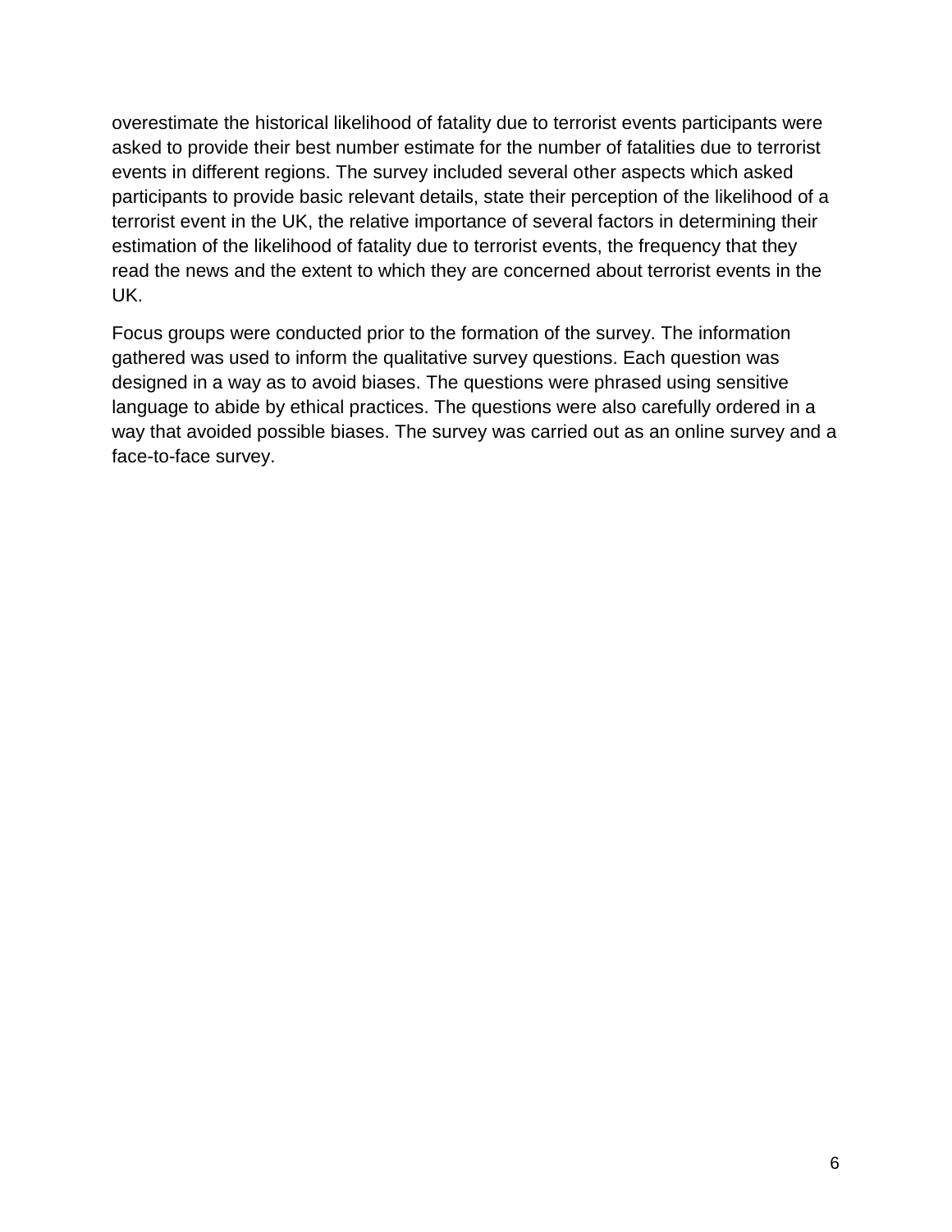overestimate the historical likelihood of fatality due to terrorist events participants were asked to provide their best number estimate for the number of fatalities due to terrorist events in different regions. The survey included several other aspects which asked participants to provide basic relevant details, state their perception of the likelihood of a terrorist event in the UK, the relative importance of several factors in determining their estimation of the likelihood of fatality due to terrorist events, the frequency that they read the news and the extent to which they are concerned about terrorist events in the UK.

Focus groups were conducted prior to the formation of the survey. The information gathered was used to inform the qualitative survey questions. Each question was designed in a way as to avoid biases. The questions were phrased using sensitive language to abide by ethical practices. The questions were also carefully ordered in a way that avoided possible biases. The survey was carried out as an online survey and a face-to-face survey.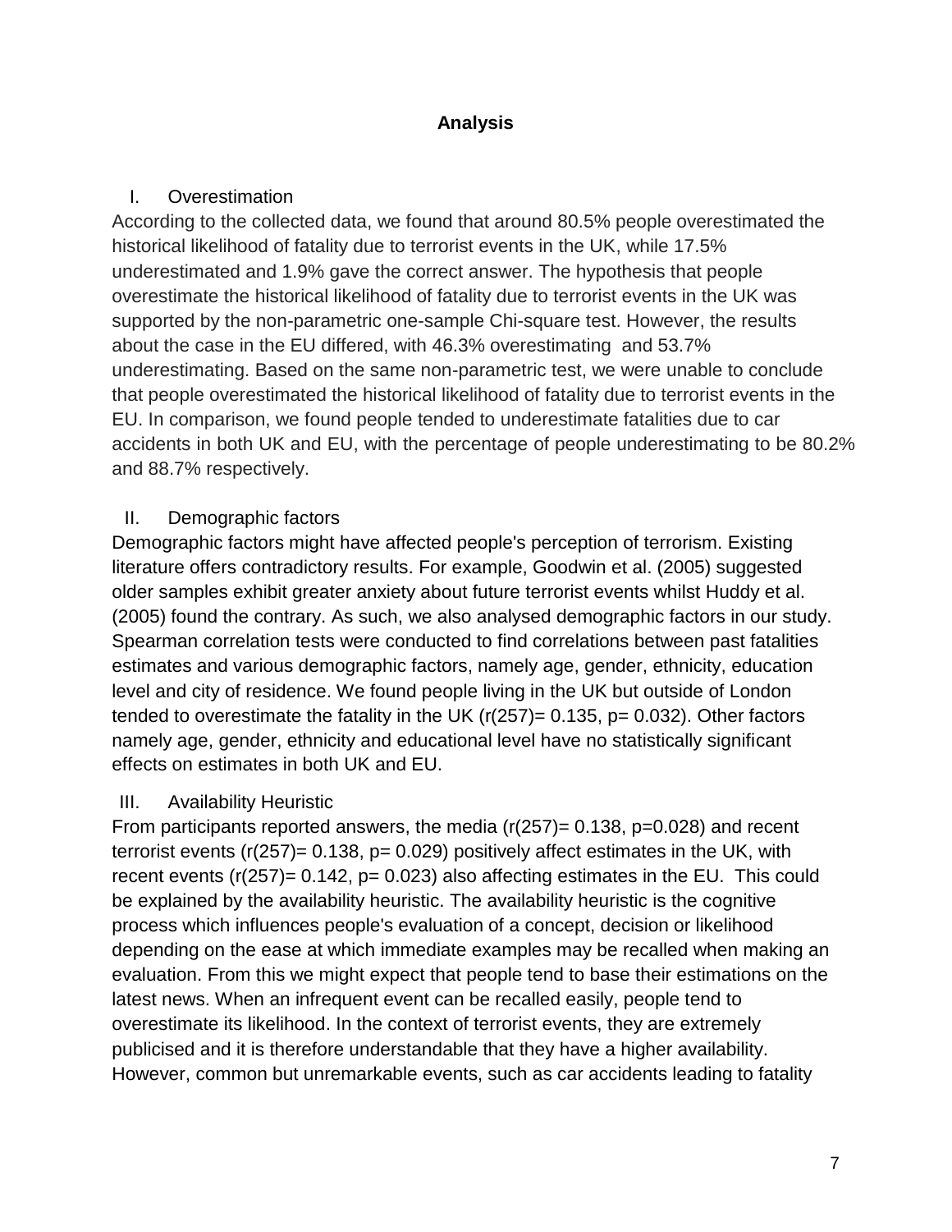## Analysis

### I. Overestimation

According to the collected data, we found that around 80.5% people overestimated the historical likelihood of fatality due to terrorist events in the UK, while 17.5% underestimated and 1.9% gave the correct answer. The hypothesis that people overestimate the historical likelihood of fatality due to terrorist events in the UK was supported by the non-parametric one-sample Chi-square test. However, the results about the case in the EU differed, with 46.3% overestimating and 53.7% underestimating. Based on the same non-parametric test, we were unable to conclude that people overestimated the historical likelihood of fatality due to terrorist events in the EU. In comparison, we found people tended to underestimate fatalities due to car accidents in both UK and EU, with the percentage of people underestimating to be 80.2% and 88.7% respectively.

### II. Demographic factors

Demographic factors might have affected people's perception of terrorism. Existing literature offers contradictory results. For example, Goodwin et al. (2005) suggested older samples exhibit greater anxiety about future terrorist events whilst Huddy et al. (2005) found the contrary. As such, we also analysed demographic factors in our study. Spearman correlation tests were conducted to find correlations between past fatalities estimates and various demographic factors, namely age, gender, ethnicity, education level and city of residence. We found people living in the UK but outside of London tended to overestimate the fatality in the UK ($r(257)= 0.135$, $p= 0.032$). Other factors namely age, gender, ethnicity and educational level have no statistically significant effects on estimates in both UK and EU.

### III. Availability Heuristic

From participants reported answers, the media ($r(257)= 0.138$, $p=0.028$) and recent terrorist events ($r(257)= 0.138$, $p= 0.029$) positively affect estimates in the UK, with recent events ($r(257)= 0.142$, $p= 0.023$) also affecting estimates in the EU. This could be explained by the availability heuristic. The availability heuristic is the cognitive process which influences people's evaluation of a concept, decision or likelihood depending on the ease at which immediate examples may be recalled when making an evaluation. From this we might expect that people tend to base their estimations on the latest news. When an infrequent event can be recalled easily, people tend to overestimate its likelihood. In the context of terrorist events, they are extremely publicised and it is therefore understandable that they have a higher availability. However, common but unremarkable events, such as car accidents leading to fatality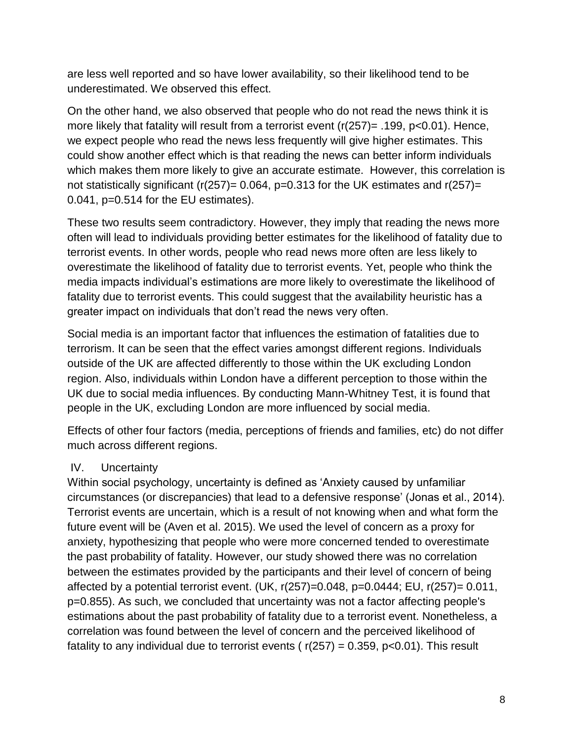are less well reported and so have lower availability, so their likelihood tend to be underestimated. We observed this effect.

On the other hand, we also observed that people who do not read the news think it is more likely that fatality will result from a terrorist event ($r(257) = .199$, $p<0.01$). Hence, we expect people who read the news less frequently will give higher estimates. This could show another effect which is that reading the news can better inform individuals which makes them more likely to give an accurate estimate. However, this correlation is not statistically significant ($r(257) = 0.064$, $p=0.313$ for the UK estimates and $r(257) = 0.041$, $p=0.514$ for the EU estimates).

These two results seem contradictory. However, they imply that reading the news more often will lead to individuals providing better estimates for the likelihood of fatality due to terrorist events. In other words, people who read news more often are less likely to overestimate the likelihood of fatality due to terrorist events. Yet, people who think the media impacts individual's estimations are more likely to overestimate the likelihood of fatality due to terrorist events. This could suggest that the availability heuristic has a greater impact on individuals that don't read the news very often.

Social media is an important factor that influences the estimation of fatalities due to terrorism. It can be seen that the effect varies amongst different regions. Individuals outside of the UK are affected differently to those within the UK excluding London region. Also, individuals within London have a different perception to those within the UK due to social media influences. By conducting Mann-Whitney Test, it is found that people in the UK, excluding London are more influenced by social media.

Effects of other four factors (media, perceptions of friends and families, etc) do not differ much across different regions.

## IV. Uncertainty

Within social psychology, uncertainty is defined as 'Anxiety caused by unfamiliar circumstances (or discrepancies) that lead to a defensive response' (Jonas et al., 2014). Terrorist events are uncertain, which is a result of not knowing when and what form the future event will be (Aven et al. 2015). We used the level of concern as a proxy for anxiety, hypothesizing that people who were more concerned tended to overestimate the past probability of fatality. However, our study showed there was no correlation between the estimates provided by the participants and their level of concern of being affected by a potential terrorist event. (UK, $r(257)=0.048$, $p=0.0444$; EU, $r(257)= 0.011$, $p=0.855$). As such, we concluded that uncertainty was not a factor affecting people's estimations about the past probability of fatality due to a terrorist event. Nonetheless, a correlation was found between the level of concern and the perceived likelihood of fatality to any individual due to terrorist events ( $r(257) = 0.359$, $p<0.01$). This result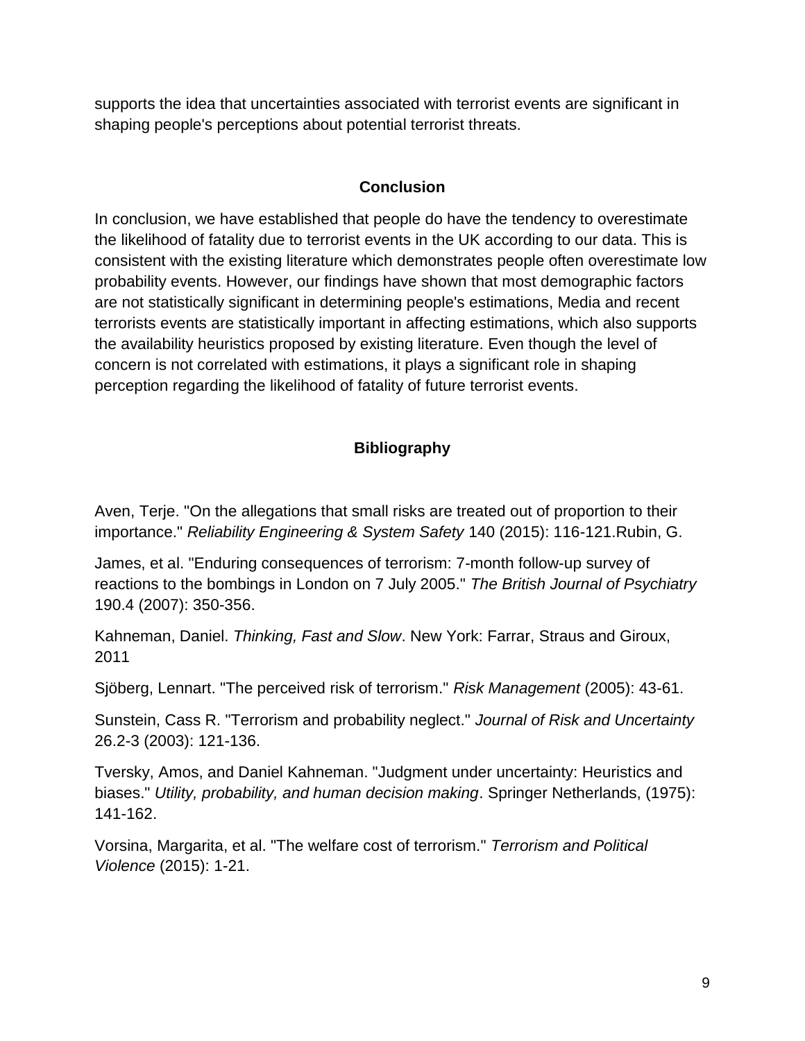supports the idea that uncertainties associated with terrorist events are significant in shaping people's perceptions about potential terrorist threats.

## Conclusion

In conclusion, we have established that people do have the tendency to overestimate the likelihood of fatality due to terrorist events in the UK according to our data. This is consistent with the existing literature which demonstrates people often overestimate low probability events. However, our findings have shown that most demographic factors are not statistically significant in determining people's estimations, Media and recent terrorists events are statistically important in affecting estimations, which also supports the availability heuristics proposed by existing literature. Even though the level of concern is not correlated with estimations, it plays a significant role in shaping perception regarding the likelihood of fatality of future terrorist events.

## Bibliography

Aven, Terje. "On the allegations that small risks are treated out of proportion to their importance." *Reliability Engineering & System Safety* 140 (2015): 116-121.Rubin, G.

James, et al. "Enduring consequences of terrorism: 7-month follow-up survey of reactions to the bombings in London on 7 July 2005." *The British Journal of Psychiatry* 190.4 (2007): 350-356.

Kahneman, Daniel. *Thinking, Fast and Slow*. New York: Farrar, Straus and Giroux, 2011

Sjöberg, Lennart. "The perceived risk of terrorism." *Risk Management* (2005): 43-61.

Sunstein, Cass R. "Terrorism and probability neglect." *Journal of Risk and Uncertainty* 26.2-3 (2003): 121-136.

Tversky, Amos, and Daniel Kahneman. "Judgment under uncertainty: Heuristics and biases." *Utility, probability, and human decision making*. Springer Netherlands, (1975): 141-162.

Vorsina, Margarita, et al. "The welfare cost of terrorism." *Terrorism and Political Violence* (2015): 1-21.